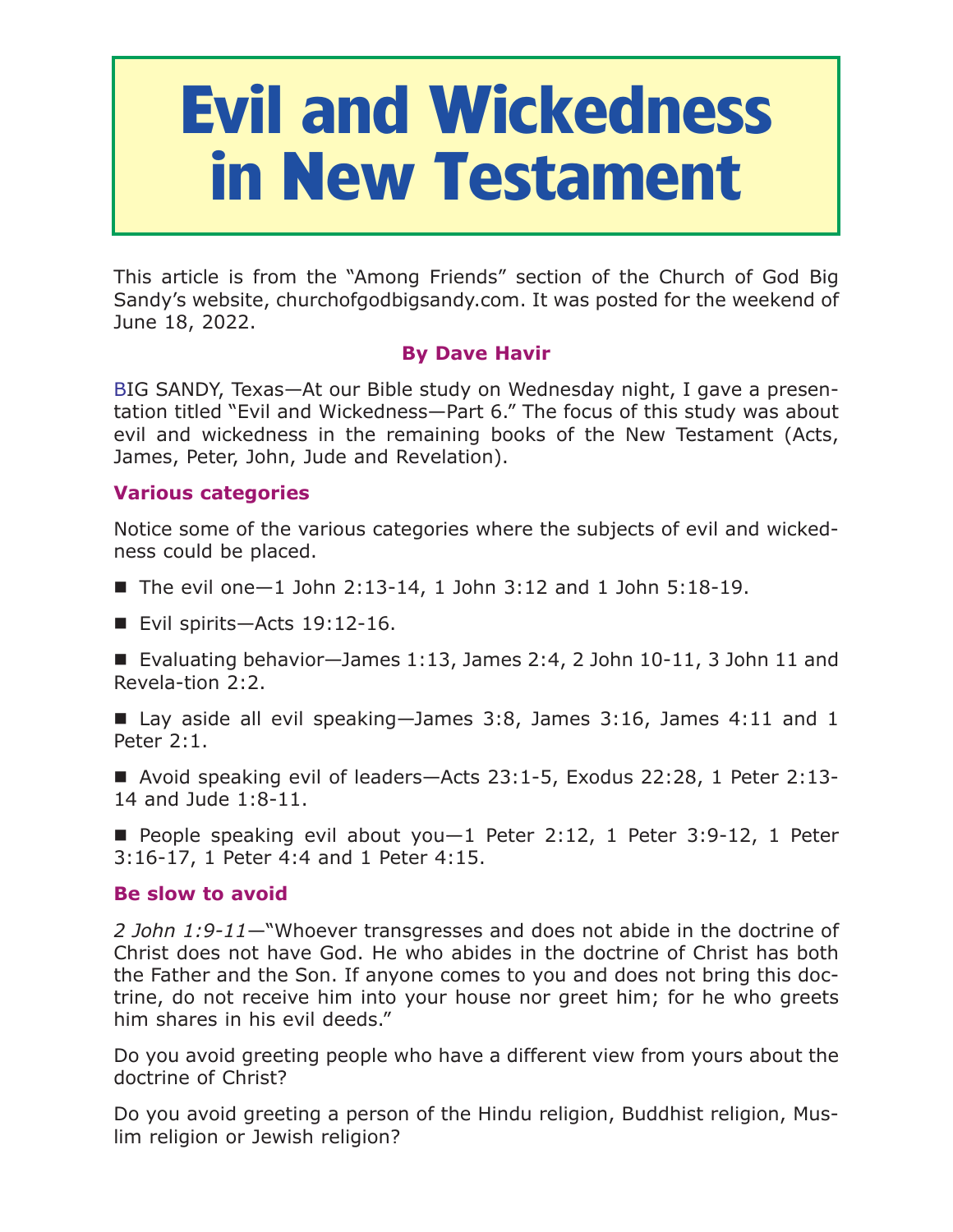# Evil and Wickedness in New Testament

This article is from the "Among Friends" section of the Church of God Big Sandy's website, churchofgodbigsandy.com. It was posted for the weekend of June 18, 2022.

**By Dave Havir**

BIG SANDY, Texas—At our Bible study on Wednesday night, I gave a presentation titled "Evil and Wickedness—Part 6." The focus of this study was about evil and wickedness in the remaining books of the New Testament (Acts, James, Peter, John, Jude and Revelation).

## Various categories

Notice some of the various categories where the subjects of evil and wickedness could be placed.

- The evil one—1 John 2:13-14, 1 John 3:12 and 1 John 5:18-19.
- Evil spirits—Acts 19:12-16.
- Evaluating behavior—James 1:13, James 2:4, 2 John 10-11, 3 John 11 and Revelation 2:2.
- Lay aside all evil speaking—James 3:8, James 3:16, James 4:11 and 1 Peter 2:1.
- Avoid speaking evil of leaders—Acts 23:1-5, Exodus 22:28, 1 Peter 2:13-14 and Jude 1:8-11.
- People speaking evil about you—1 Peter 2:12, 1 Peter 3:9-12, 1 Peter 3:16-17, 1 Peter 4:4 and 1 Peter 4:15.

## Be slow to avoid

*2 John 1:9-11*—"Whoever transgresses and does not abide in the doctrine of Christ does not have God. He who abides in the doctrine of Christ has both the Father and the Son. If anyone comes to you and does not bring this doctrine, do not receive him into your house nor greet him; for he who greets him shares in his evil deeds."

Do you avoid greeting people who have a different view from yours about the doctrine of Christ?

Do you avoid greeting a person of the Hindu religion, Buddhist religion, Muslim religion or Jewish religion?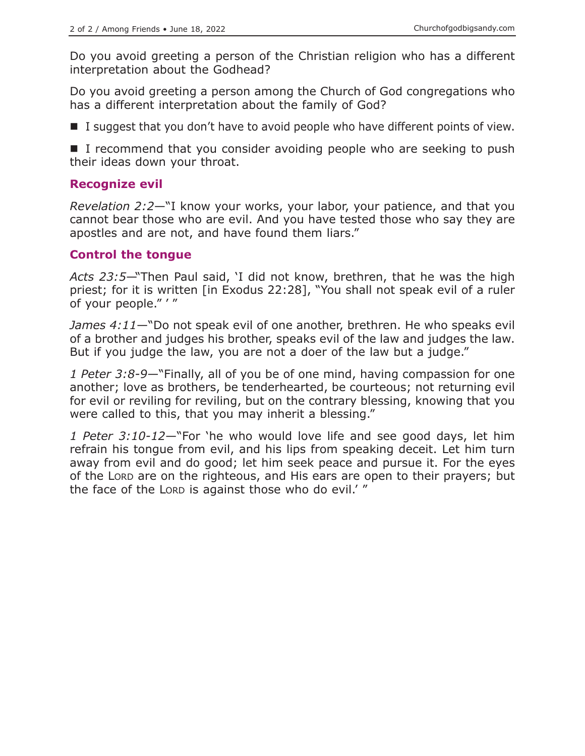Do you avoid greeting a person of the Christian religion who has a different interpretation about the Godhead?

Do you avoid greeting a person among the Church of God congregations who has a different interpretation about the family of God?

- I suggest that you don't have to avoid people who have different points of view.

- I recommend that you consider avoiding people who are seeking to push their ideas down your throat.

## Recognize evil

*Revelation 2:2*—"I know your works, your labor, your patience, and that you cannot bear those who are evil. And you have tested those who say they are apostles and are not, and have found them liars."

## Control the tongue

*Acts 23:5*—"Then Paul said, 'I did not know, brethren, that he was the high priest; for it is written [in Exodus 22:28], "You shall not speak evil of a ruler of your people." ' "

*James 4:11*—"Do not speak evil of one another, brethren. He who speaks evil of a brother and judges his brother, speaks evil of the law and judges the law. But if you judge the law, you are not a doer of the law but a judge."

*1 Peter 3:8-9*—"Finally, all of you be of one mind, having compassion for one another; love as brothers, be tenderhearted, be courteous; not returning evil for evil or reviling for reviling, but on the contrary blessing, knowing that you were called to this, that you may inherit a blessing."

*1 Peter 3:10-12*—"For 'he who would love life and see good days, let him refrain his tongue from evil, and his lips from speaking deceit. Let him turn away from evil and do good; let him seek peace and pursue it. For the eyes of the LORD are on the righteous, and His ears are open to their prayers; but the face of the LORD is against those who do evil.' "